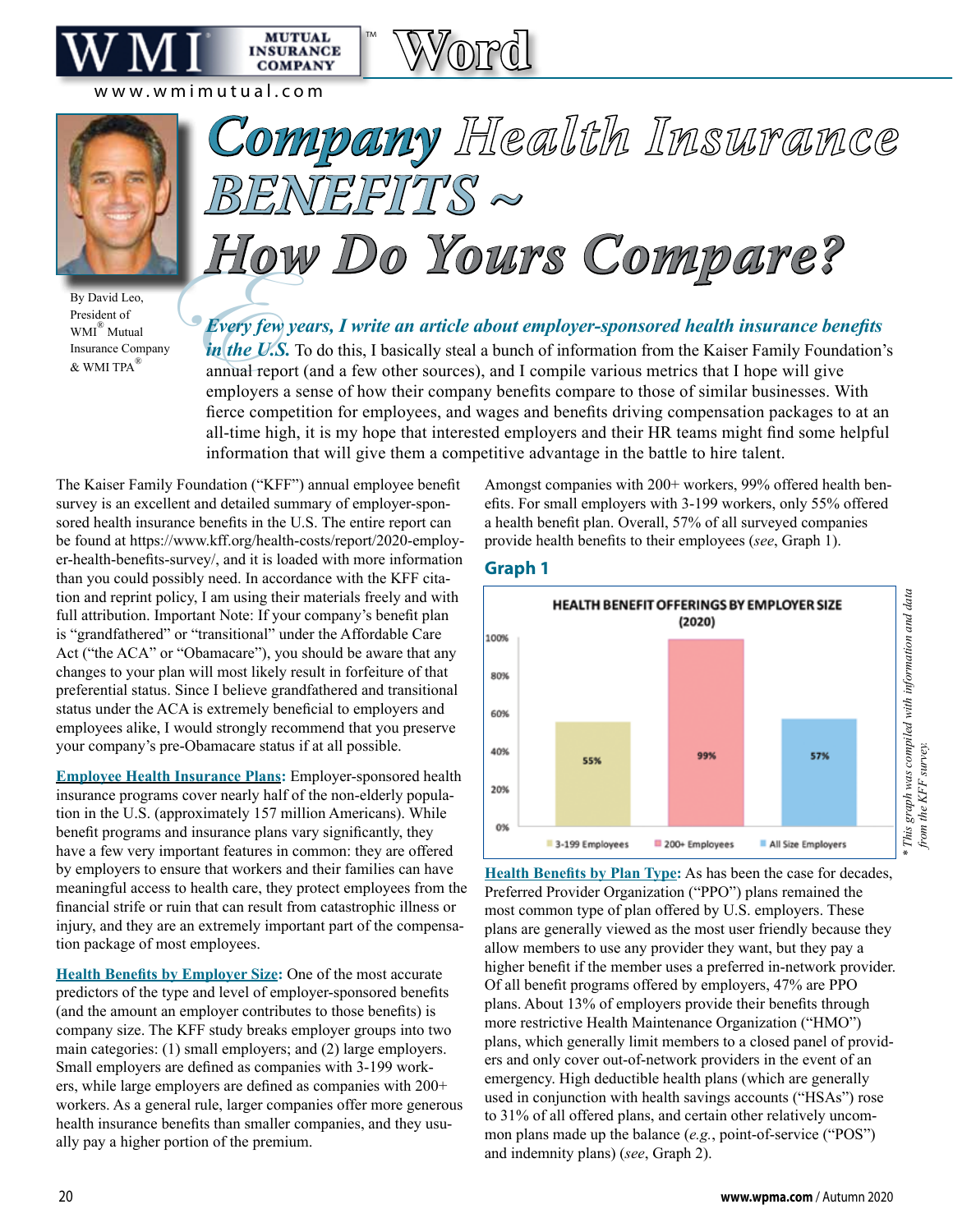# Company Health Insurance BENEFITS ~ How Do Yours Compare?

By David Leo, President of WMI® Mutual Insurance Company & WMI TPA®

***Every few years, I write an article about employer-sponsored health insurance benefits in the U.S.*** To do this, I basically steal a bunch of information from the Kaiser Family Foundation's annual report (and a few other sources), and I compile various metrics that I hope will give employers a sense of how their company benefits compare to those of similar businesses. With fierce competition for employees, and wages and benefits driving compensation packages to at an all-time high, it is my hope that interested employers and their HR teams might find some helpful information that will give them a competitive advantage in the battle to hire talent.

The Kaiser Family Foundation ("KFF") annual employee benefit survey is an excellent and detailed summary of employer-sponsored health insurance benefits in the U.S. The entire report can be found at https://www.kff.org/health-costs/report/2020-employer-health-benefits-survey/, and it is loaded with more information than you could possibly need. In accordance with the KFF citation and reprint policy, I am using their materials freely and with full attribution. Important Note: If your company's benefit plan is "grandfathered" or "transitional" under the Affordable Care Act ("the ACA" or "Obamacare"), you should be aware that any changes to your plan will most likely result in forfeiture of that preferential status. Since I believe grandfathered and transitional status under the ACA is extremely beneficial to employers and employees alike, I would strongly recommend that you preserve your company's pre-Obamacare status if at all possible.

**Employee Health Insurance Plans:** Employer-sponsored health insurance programs cover nearly half of the non-elderly population in the U.S. (approximately 157 million Americans). While benefit programs and insurance plans vary significantly, they have a few very important features in common: they are offered by employers to ensure that workers and their families can have meaningful access to health care, they protect employees from the financial strife or ruin that can result from catastrophic illness or injury, and they are an extremely important part of the compensation package of most employees.

**Health Benefits by Employer Size:** One of the most accurate predictors of the type and level of employer-sponsored benefits (and the amount an employer contributes to those benefits) is company size. The KFF study breaks employer groups into two main categories: (1) small employers; and (2) large employers. Small employers are defined as companies with 3-199 workers, while large employers are defined as companies with 200+ workers. As a general rule, larger companies offer more generous health insurance benefits than smaller companies, and they usually pay a higher portion of the premium.

Amongst companies with 200+ workers, 99% offered health benefits. For small employers with 3-199 workers, only 55% offered a health benefit plan. Overall, 57% of all surveyed companies provide health benefits to their employees (*see*, Graph 1).

### Graph 1

**HEALTH BENEFIT OFFERINGS BY EMPLOYER SIZE (2020)**

| Employer Size | Offering Health Benefits |
|---|---|
| 3-199 Employees | 55% |
| 200+ Employees | 99% |
| All Size Employers | 57% |

*\* This graph was compiled with information and data from the KFF survey.*

**Health Benefits by Plan Type:** As has been the case for decades, Preferred Provider Organization ("PPO") plans remained the most common type of plan offered by U.S. employers. These plans are generally viewed as the most user friendly because they allow members to use any provider they want, but they pay a higher benefit if the member uses a preferred in-network provider. Of all benefit programs offered by employers, 47% are PPO plans. About 13% of employers provide their benefits through more restrictive Health Maintenance Organization ("HMO") plans, which generally limit members to a closed panel of providers and only cover out-of-network providers in the event of an emergency. High deductible health plans (which are generally used in conjunction with health savings accounts ("HSAs") rose to 31% of all offered plans, and certain other relatively uncommon plans made up the balance (*e.g.*, point-of-service ("POS") and indemnity plans) (*see*, Graph 2).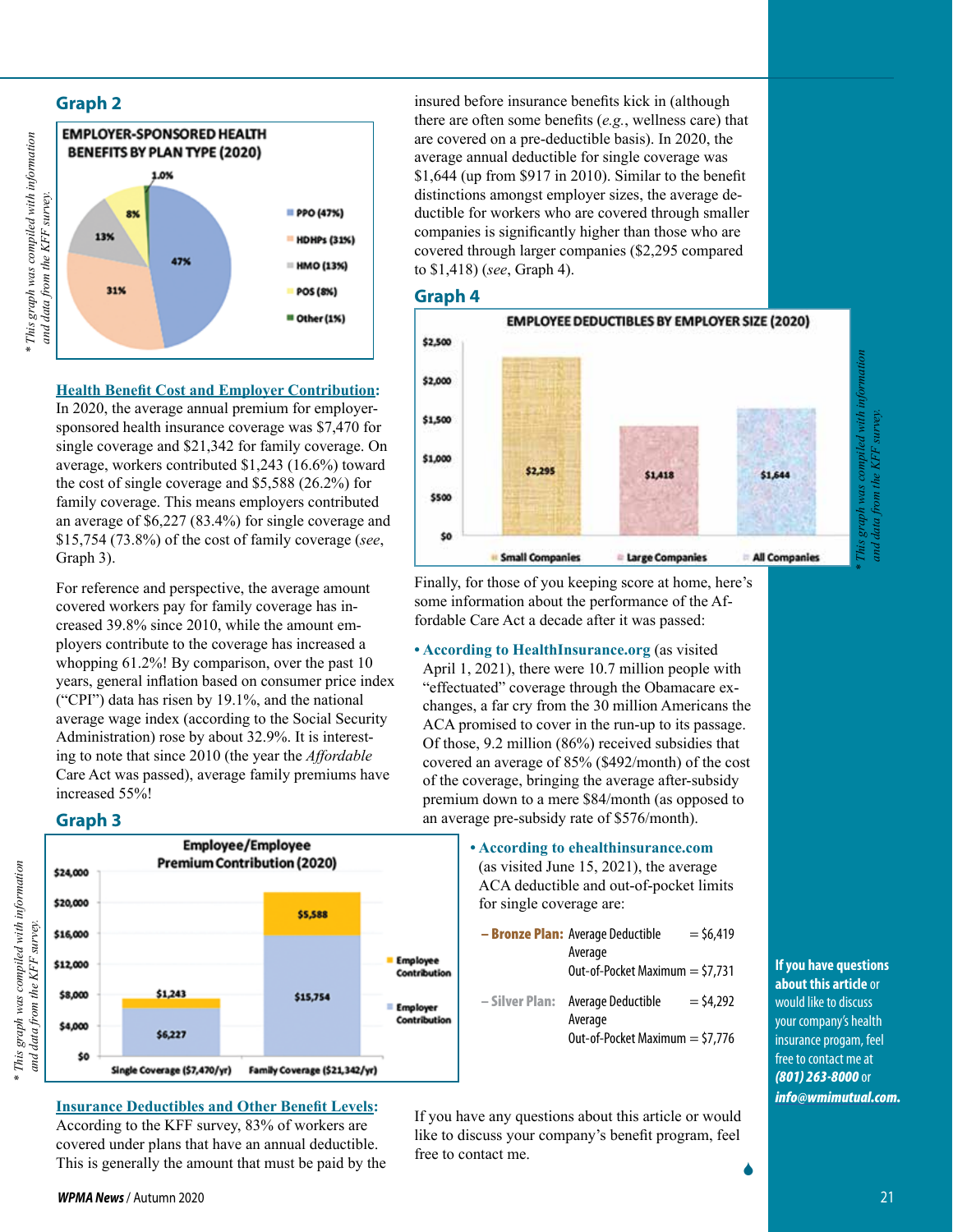## Graph 2

EMPLOYER-SPONSORED HEALTH BENEFITS BY PLAN TYPE (2020)

1.0%
8%
13%
47%
31%

PPO (47%)
HDHPs (31%)
HMO (13%)
POS (8%)
Other (1%)

*\* This graph was compiled with information and data from the KFF survey.*

**Health Benefit Cost and Employer Contribution:** In 2020, the average annual premium for employer-sponsored health insurance coverage was $7,470 for single coverage and $21,342 for family coverage. On average, workers contributed $1,243 (16.6%) toward the cost of single coverage and $5,588 (26.2%) for family coverage. This means employers contributed an average of $6,227 (83.4%) for single coverage and $15,754 (73.8%) of the cost of family coverage (*see*, Graph 3).

For reference and perspective, the average amount covered workers pay for family coverage has increased 39.8% since 2010, while the amount employers contribute to the coverage has increased a whopping 61.2%! By comparison, over the past 10 years, general inflation based on consumer price index ("CPI") data has risen by 19.1%, and the national average wage index (according to the Social Security Administration) rose by about 32.9%. It is interesting to note that since 2010 (the year the *Affordable* Care Act was passed), average family premiums have increased 55%!

## Graph 3

Employee/Employee Premium Contribution (2020)

$24,000
$20,000
$16,000
$12,000
$8,000
$4,000
$0

$1,243
$6,227
$5,588
$15,754

Single Coverage ($7,470/yr)
Family Coverage ($21,342/yr)

Employee Contribution
Employer Contribution

*\* This graph was compiled with information and data from the KFF survey.*

**Insurance Deductibles and Other Benefit Levels:** According to the KFF survey, 83% of workers are covered under plans that have an annual deductible. This is generally the amount that must be paid by the insured before insurance benefits kick in (although there are often some benefits (*e.g.*, wellness care) that are covered on a pre-deductible basis). In 2020, the average annual deductible for single coverage was $1,644 (up from $917 in 2010). Similar to the benefit distinctions amongst employer sizes, the average deductible for workers who are covered through smaller companies is significantly higher than those who are covered through larger companies ($2,295 compared to $1,418) (*see*, Graph 4).

## Graph 4

EMPLOYEE DEDUCTIBLES BY EMPLOYER SIZE (2020)

$2,500
$2,000
$1,500
$1,000
$500
$0

$2,295
$1,418
$1,644

Small Companies
Large Companies
All Companies

*\* This graph was compiled with information and data from the KFF survey.*

Finally, for those of you keeping score at home, here's some information about the performance of the Affordable Care Act a decade after it was passed:

- **According to HealthInsurance.org** (as visited April 1, 2021), there were 10.7 million people with "effectuated" coverage through the Obamacare exchanges, a far cry from the 30 million Americans the ACA promised to cover in the run-up to its passage. Of those, 9.2 million (86%) received subsidies that covered an average of 85% ($492/month) of the cost of the coverage, bringing the average after-subsidy premium down to a mere $84/month (as opposed to an average pre-subsidy rate of $576/month).

- **According to ehealthinsurance.com** (as visited June 15, 2021), the average ACA deductible and out-of-pocket limits for single coverage are:

  – **Bronze Plan:** Average Deductible = $6,419; Average Out-of-Pocket Maximum = $7,731

  – **Silver Plan:** Average Deductible = $4,292; Average Out-of-Pocket Maximum = $7,776

If you have any questions about this article or would like to discuss your company's benefit program, feel free to contact me.

**If you have questions about this article** or would like to discuss your company's health insurance progam, feel free to contact me at ***(801) 263-8000*** or ***info@wmimutual.com.***